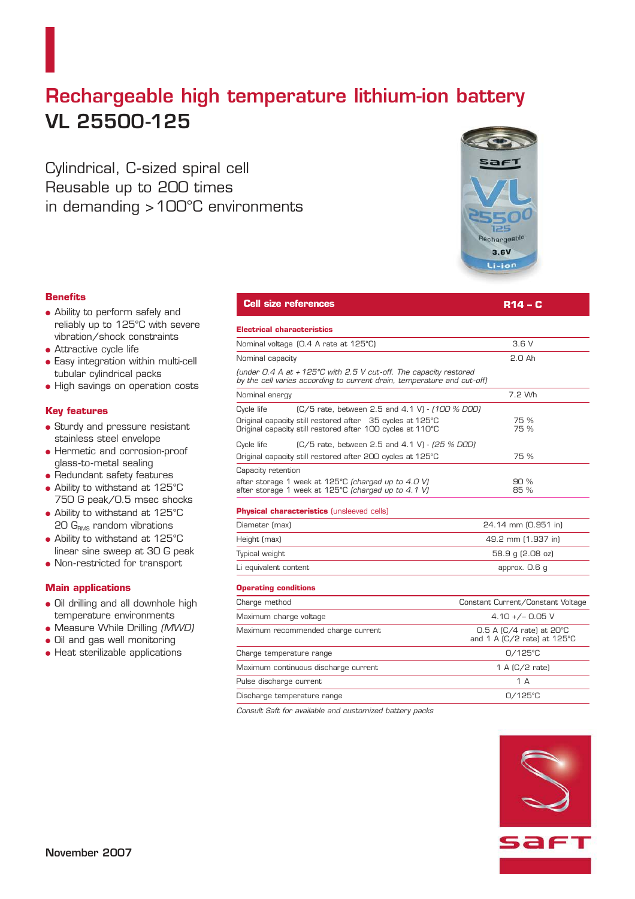# Rechargeable high temperature lithium-ion battery

# VL 25500-125

Cylindrical, C-sized spiral cell
Reusable up to 200 times
in demanding >100°C environments

### Benefits

- Ability to perform safely and reliably up to 125°C with severe vibration/shock constraints
- Attractive cycle life
- Easy integration within multi-cell tubular cylindrical packs
- High savings on operation costs

### Key features

- Sturdy and pressure resistant stainless steel envelope
- Hermetic and corrosion-proof glass-to-metal sealing
- Redundant safety features
- Ability to withstand at 125°C 750 G peak/0.5 msec shocks
- Ability to withstand at 125°C 20 $G_{RMS}$ random vibrations
- Ability to withstand at 125°C linear sine sweep at 30 G peak
- Non-restricted for transport

### Main applications

- Oil drilling and all downhole high temperature environments
- Measure While Drilling *(MWD)*
- Oil and gas well monitoring
- Heat sterilizable applications

| **Cell size references** | **R14 – C** |
|---|---|
| **Electrical characteristics** | |
| Nominal voltage (0.4 A rate at 125°C) | 3.6 V |
| Nominal capacity | 2.0 Ah |
| *(under 0.4 A at +125°C with 2.5 V cut-off. The capacity restored by the cell varies according to current drain, temperature and cut-off)* | |
| Nominal energy | 7.2 Wh |
| Cycle life (C/5 rate, between 2.5 and 4.1 V) - *(100 % DOD)* | |
| Original capacity still restored after 35 cycles at 125°C | 75 % |
| Original capacity still restored after 100 cycles at 110°C | 75 % |
| Cycle life (C/5 rate, between 2.5 and 4.1 V) - *(25 % DOD)* | |
| Original capacity still restored after 200 cycles at 125°C | 75 % |
| Capacity retention | |
| after storage 1 week at 125°C *(charged up to 4.0 V)* | 90 % |
| after storage 1 week at 125°C *(charged up to 4.1 V)* | 85 % |
| **Physical characteristics** (unsleeved cells) | |
| Diameter (max) | 24.14 mm (0.951 in) |
| Height (max) | 49.2 mm (1.937 in) |
| Typical weight | 58.9 g (2.08 oz) |
| Li equivalent content | approx. 0.6 g |
| **Operating conditions** | |
| Charge method | Constant Current/Constant Voltage |
| Maximum charge voltage | 4.10 +/- 0.05 V |
| Maximum recommended charge current | 0.5 A (C/4 rate) at 20°C and 1 A (C/2 rate) at 125°C |
| Charge temperature range | 0/125°C |
| Maximum continuous discharge current | 1 A (C/2 rate) |
| Pulse discharge current | 1 A |
| Discharge temperature range | 0/125°C |

*Consult Saft for available and customized battery packs*

November 2007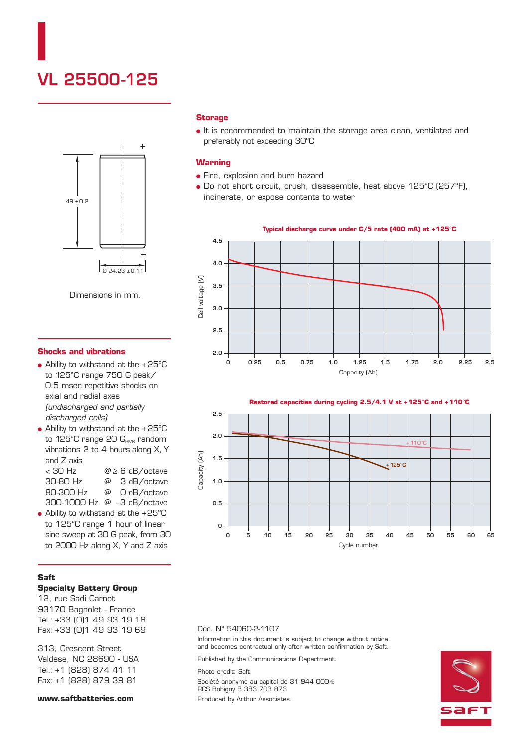# VL 25500-125

+

49 ±0.2

−

Ø 24.23 ±0.11

Dimensions in mm.

## Shocks and vibrations

- Ability to withstand at the +25°C to 125°C range 750 G peak/ 0.5 msec repetitive shocks on axial and radial axes *(undischarged and partially discharged cells)*
- Ability to withstand at the +25°C to 125°C range 20 $G_{RMS}$ random vibrations 2 to 4 hours along X, Y and Z axis

| | | |
|---|---|---|
| < 30 Hz | @ ≥ 6 dB/octave | |
| 30-80 Hz | @ | 3 dB/octave |
| 80-300 Hz | @ | 0 dB/octave |
| 300-1000 Hz | @ | -3 dB/octave |

- Ability to withstand at the +25°C to 125°C range 1 hour of linear sine sweep at 30 G peak, from 30 to 2000 Hz along X, Y and Z axis

## Storage

- It is recommended to maintain the storage area clean, ventilated and preferably not exceeding 30°C

## Warning

- Fire, explosion and burn hazard
- Do not short circuit, crush, disassemble, heat above 125°C (257°F), incinerate, or expose contents to water

**Typical discharge curve under C/5 rate (400 mA) at +125°C**

Cell voltage (V)
4.5
4.0
3.5
3.0
2.5
2.0
0 0.25 0.5 0.75 1.0 1.25 1.5 1.75 2.0 2.25 2.5
Capacity (Ah)

**Restored capacities during cycling 2.5/4.1 V at +125°C and +110°C**

Capacity (Ah)
2.5
2.0
1.5
1.0
0.5
0
0 5 10 15 20 25 30 35 40 45 50 55 60 65
Cycle number
+110°C
+125°C

**Saft**
**Specialty Battery Group**
12, rue Sadi Carnot
93170 Bagnolet - France
Tel.: +33 (0)1 49 93 19 18
Fax: +33 (0)1 49 93 19 69

313, Crescent Street
Valdese, NC 28690 - USA
Tel.: +1 (828) 874 41 11
Fax: +1 (828) 879 39 81

**www.saftbatteries.com**

Doc. N° 54060-2-1107

Information in this document is subject to change without notice and becomes contractual only after written confirmation by Saft.

Published by the Communications Department.

Photo credit: Saft.

Société anonyme au capital de 31 944 000 €
RCS Bobigny B 383 703 873

Produced by Arthur Associates.

saft